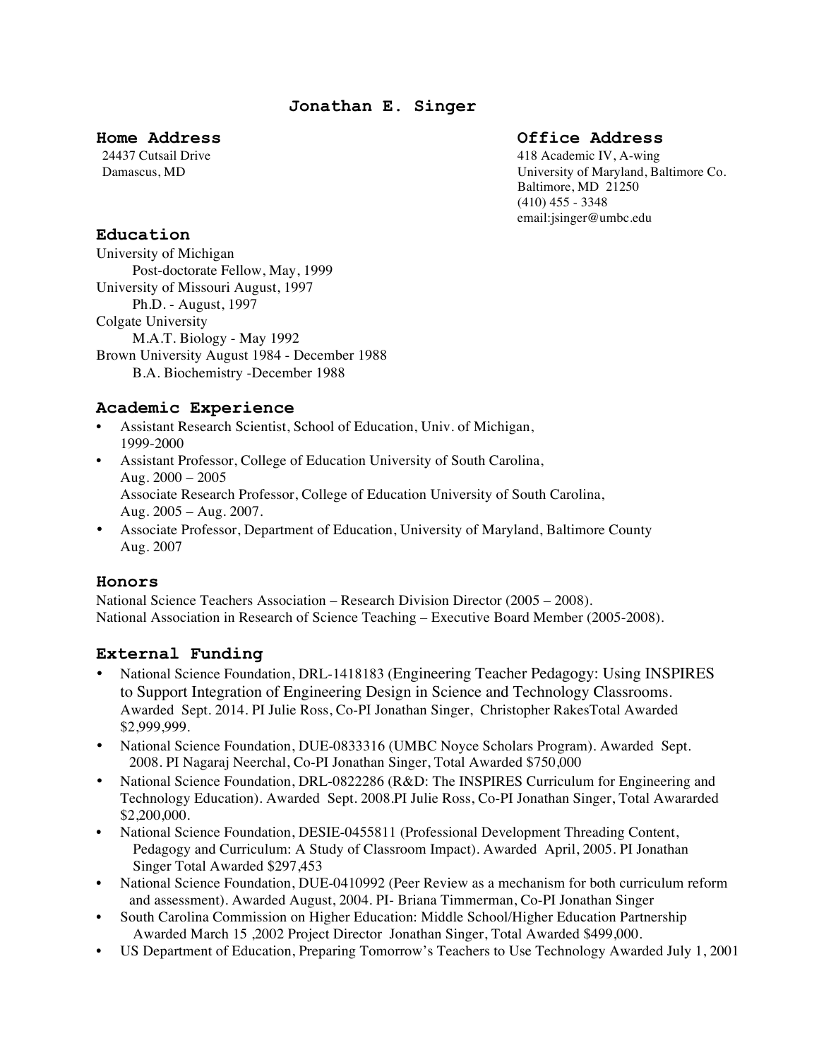# Jonathan E. Singer

## Home Address

24437 Cutsail Drive
Damascus, MD

## Office Address

418 Academic IV, A-wing
University of Maryland, Baltimore Co.
Baltimore, MD 21250
(410) 455 - 3348
email:jsinger@umbc.edu

## Education

University of Michigan
　Post-doctorate Fellow, May, 1999
University of Missouri August, 1997
　Ph.D. - August, 1997
Colgate University
　M.A.T. Biology - May 1992
Brown University August 1984 - December 1988
　B.A. Biochemistry -December 1988

## Academic Experience

- Assistant Research Scientist, School of Education, Univ. of Michigan, 1999-2000
- Assistant Professor, College of Education University of South Carolina, Aug. 2000 – 2005
  Associate Research Professor, College of Education University of South Carolina, Aug. 2005 – Aug. 2007.
- Associate Professor, Department of Education, University of Maryland, Baltimore County Aug. 2007

## Honors

National Science Teachers Association – Research Division Director (2005 – 2008).
National Association in Research of Science Teaching – Executive Board Member (2005-2008).

## External Funding

- National Science Foundation, DRL-1418183 (Engineering Teacher Pedagogy: Using INSPIRES to Support Integration of Engineering Design in Science and Technology Classrooms. Awarded Sept. 2014. PI Julie Ross, Co-PI Jonathan Singer, Christopher RakesTotal Awarded $2,999,999.
- National Science Foundation, DUE-0833316 (UMBC Noyce Scholars Program). Awarded Sept. 2008. PI Nagaraj Neerchal, Co-PI Jonathan Singer, Total Awarded $750,000
- National Science Foundation, DRL-0822286 (R&D: The INSPIRES Curriculum for Engineering and Technology Education). Awarded Sept. 2008.PI Julie Ross, Co-PI Jonathan Singer, Total Awararded $2,200,000.
- National Science Foundation, DESIE-0455811 (Professional Development Threading Content, Pedagogy and Curriculum: A Study of Classroom Impact). Awarded April, 2005. PI Jonathan Singer Total Awarded $297,453
- National Science Foundation, DUE-0410992 (Peer Review as a mechanism for both curriculum reform and assessment). Awarded August, 2004. PI- Briana Timmerman, Co-PI Jonathan Singer
- South Carolina Commission on Higher Education: Middle School/Higher Education Partnership Awarded March 15 ,2002 Project Director Jonathan Singer, Total Awarded $499,000.
- US Department of Education, Preparing Tomorrow's Teachers to Use Technology Awarded July 1, 2001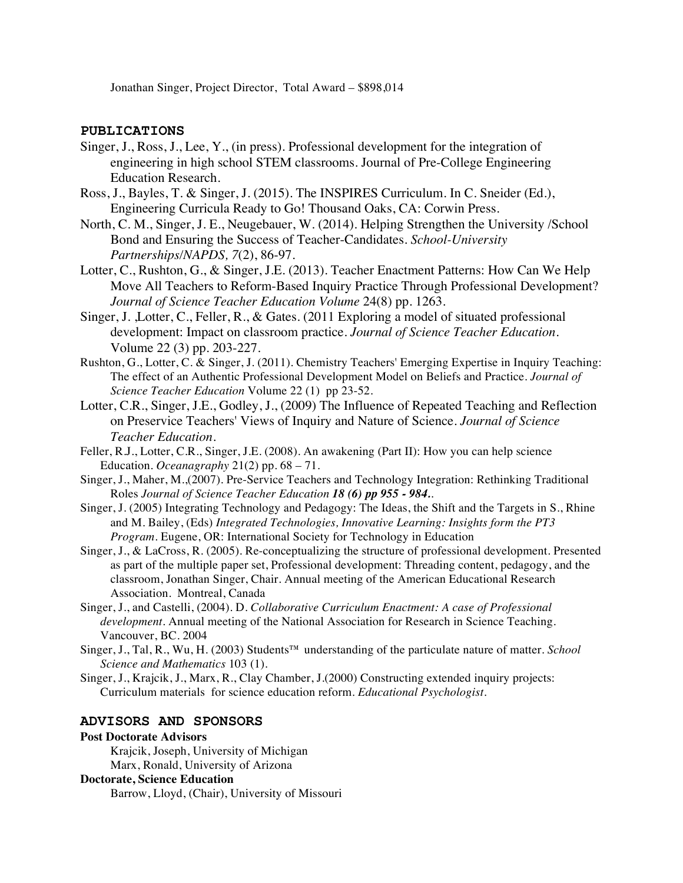Jonathan Singer, Project Director, Total Award – $898,014

## PUBLICATIONS

Singer, J., Ross, J., Lee, Y., (in press). Professional development for the integration of engineering in high school STEM classrooms. Journal of Pre-College Engineering Education Research.

Ross, J., Bayles, T. & Singer, J. (2015). The INSPIRES Curriculum. In C. Sneider (Ed.), Engineering Curricula Ready to Go! Thousand Oaks, CA: Corwin Press.

North, C. M., Singer, J. E., Neugebauer, W. (2014). Helping Strengthen the University /School Bond and Ensuring the Success of Teacher-Candidates. *School-University Partnerships/NAPDS, 7*(2), 86-97.

Lotter, C., Rushton, G., & Singer, J.E. (2013). Teacher Enactment Patterns: How Can We Help Move All Teachers to Reform-Based Inquiry Practice Through Professional Development? *Journal of Science Teacher Education Volume* 24(8) pp. 1263.

Singer, J. ,Lotter, C., Feller, R., & Gates. (2011 Exploring a model of situated professional development: Impact on classroom practice. *Journal of Science Teacher Education*. Volume 22 (3) pp. 203-227.

Rushton, G., Lotter, C. & Singer, J. (2011). Chemistry Teachers' Emerging Expertise in Inquiry Teaching: The effect of an Authentic Professional Development Model on Beliefs and Practice. *Journal of Science Teacher Education* Volume 22 (1) pp 23-52.

Lotter, C.R., Singer, J.E., Godley, J., (2009) The Influence of Repeated Teaching and Reflection on Preservice Teachers' Views of Inquiry and Nature of Science. *Journal of Science Teacher Education*.

Feller, R.J., Lotter, C.R., Singer, J.E. (2008). An awakening (Part II): How you can help science Education. *Oceanagraphy* 21(2) pp. 68 – 71.

Singer, J., Maher, M.,(2007). Pre-Service Teachers and Technology Integration: Rethinking Traditional Roles *Journal of Science Teacher Education **18 (6) pp 955 - 984.***.

Singer, J. (2005) Integrating Technology and Pedagogy: The Ideas, the Shift and the Targets in S., Rhine and M. Bailey, (Eds) *Integrated Technologies, Innovative Learning: Insights form the PT3 Program*. Eugene, OR: International Society for Technology in Education

Singer, J., & LaCross, R. (2005). Re-conceptualizing the structure of professional development. Presented as part of the multiple paper set, Professional development: Threading content, pedagogy, and the classroom, Jonathan Singer, Chair. Annual meeting of the American Educational Research Association. Montreal, Canada

Singer, J., and Castelli, (2004). D. *Collaborative Curriculum Enactment: A case of Professional development*. Annual meeting of the National Association for Research in Science Teaching. Vancouver, BC. 2004

Singer, J., Tal, R., Wu, H. (2003) Students™ understanding of the particulate nature of matter. *School Science and Mathematics* 103 (1).

Singer, J., Krajcik, J., Marx, R., Clay Chamber, J.(2000) Constructing extended inquiry projects: Curriculum materials for science education reform. *Educational Psychologist*.

## ADVISORS AND SPONSORS

**Post Doctorate Advisors**

Krajcik, Joseph, University of Michigan
Marx, Ronald, University of Arizona

**Doctorate, Science Education**

Barrow, Lloyd, (Chair), University of Missouri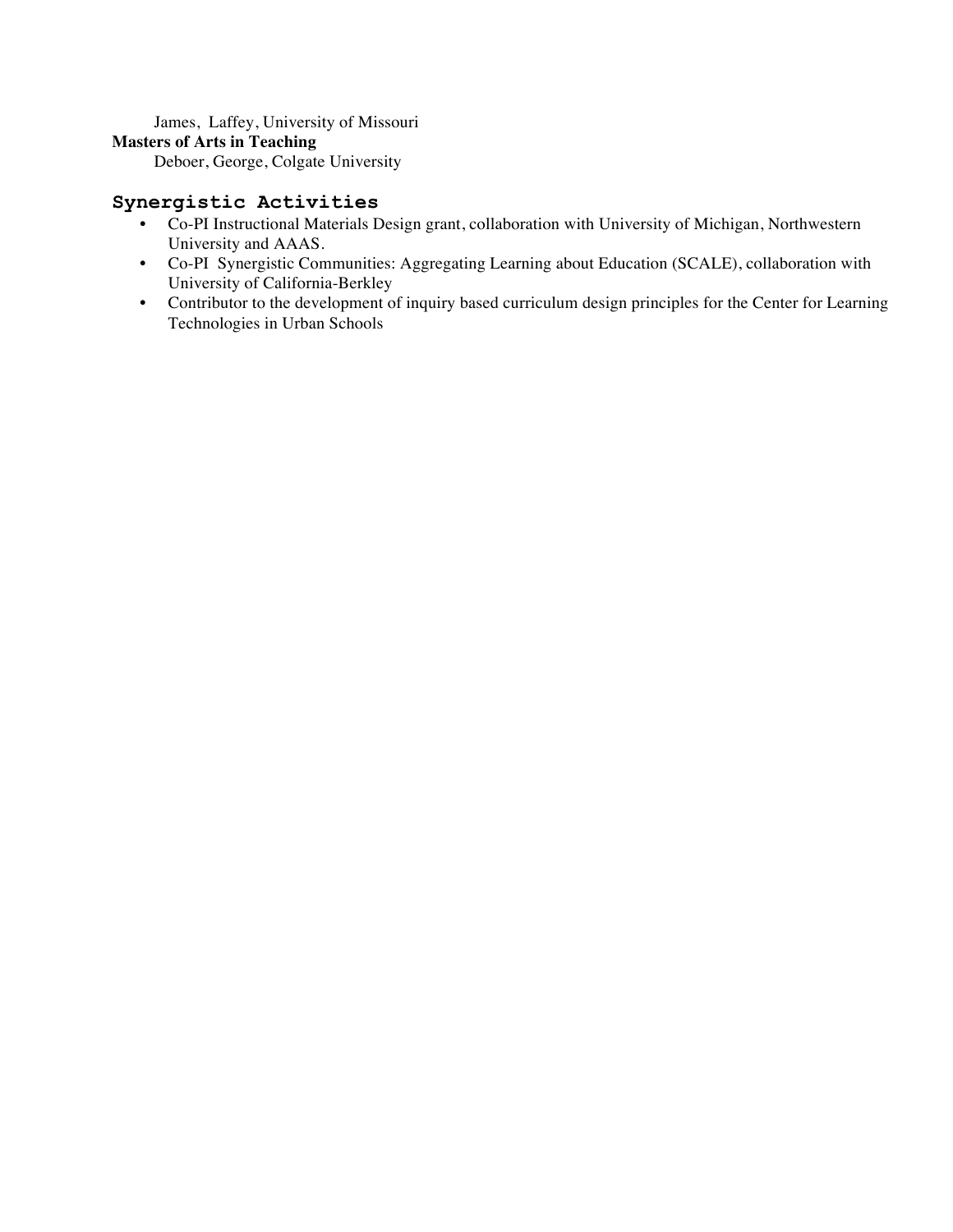James, Laffey, University of Missouri

**Masters of Arts in Teaching**

Deboer, George, Colgate University

## Synergistic Activities

- Co-PI Instructional Materials Design grant, collaboration with University of Michigan, Northwestern University and AAAS.
- Co-PI Synergistic Communities: Aggregating Learning about Education (SCALE), collaboration with University of California-Berkley
- Contributor to the development of inquiry based curriculum design principles for the Center for Learning Technologies in Urban Schools